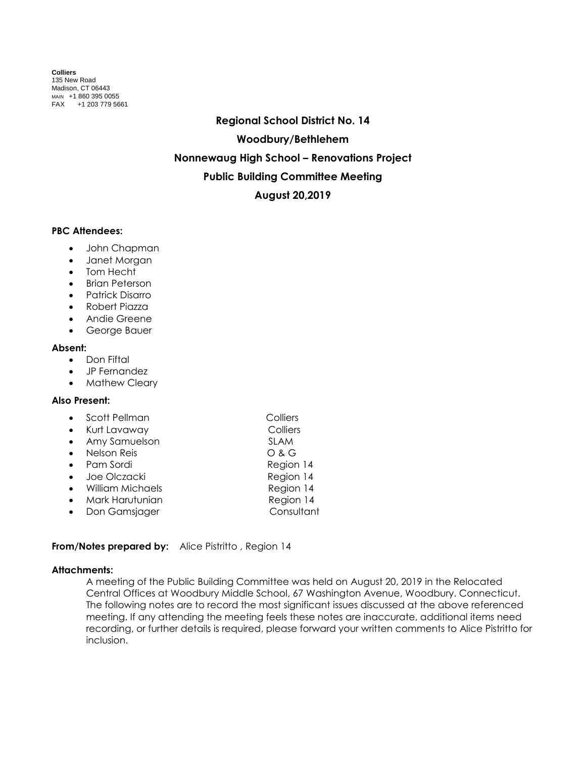**Colliers**
135 New Road
Madison, CT 06443
MAIN +1 860 395 0055
FAX +1 203 779 5661

# Regional School District No. 14

## Woodbury/Bethlehem

## Nonnewaug High School – Renovations Project

## Public Building Committee Meeting

## August 20,2019

**PBC Attendees:**

- John Chapman
- Janet Morgan
- Tom Hecht
- Brian Peterson
- Patrick Disarro
- Robert Piazza
- Andie Greene
- George Bauer

**Absent:**

- Don Fiftal
- JP Fernandez
- Mathew Cleary

**Also Present:**

| | |
|---|---|
| Scott Pellman | Colliers |
| Kurt Lavaway | Colliers |
| Amy Samuelson | SLAM |
| Nelson Reis | O & G |
| Pam Sordi | Region 14 |
| Joe Olczacki | Region 14 |
| William Michaels | Region 14 |
| Mark Harutunian | Region 14 |
| Don Gamsjager | Consultant |

**From/Notes prepared by:** Alice Pistritto , Region 14

**Attachments:**

A meeting of the Public Building Committee was held on August 20, 2019 in the Relocated Central Offices at Woodbury Middle School, 67 Washington Avenue, Woodbury. Connecticut. The following notes are to record the most significant issues discussed at the above referenced meeting. If any attending the meeting feels these notes are inaccurate, additional items need recording, or further details is required, please forward your written comments to Alice Pistritto for inclusion.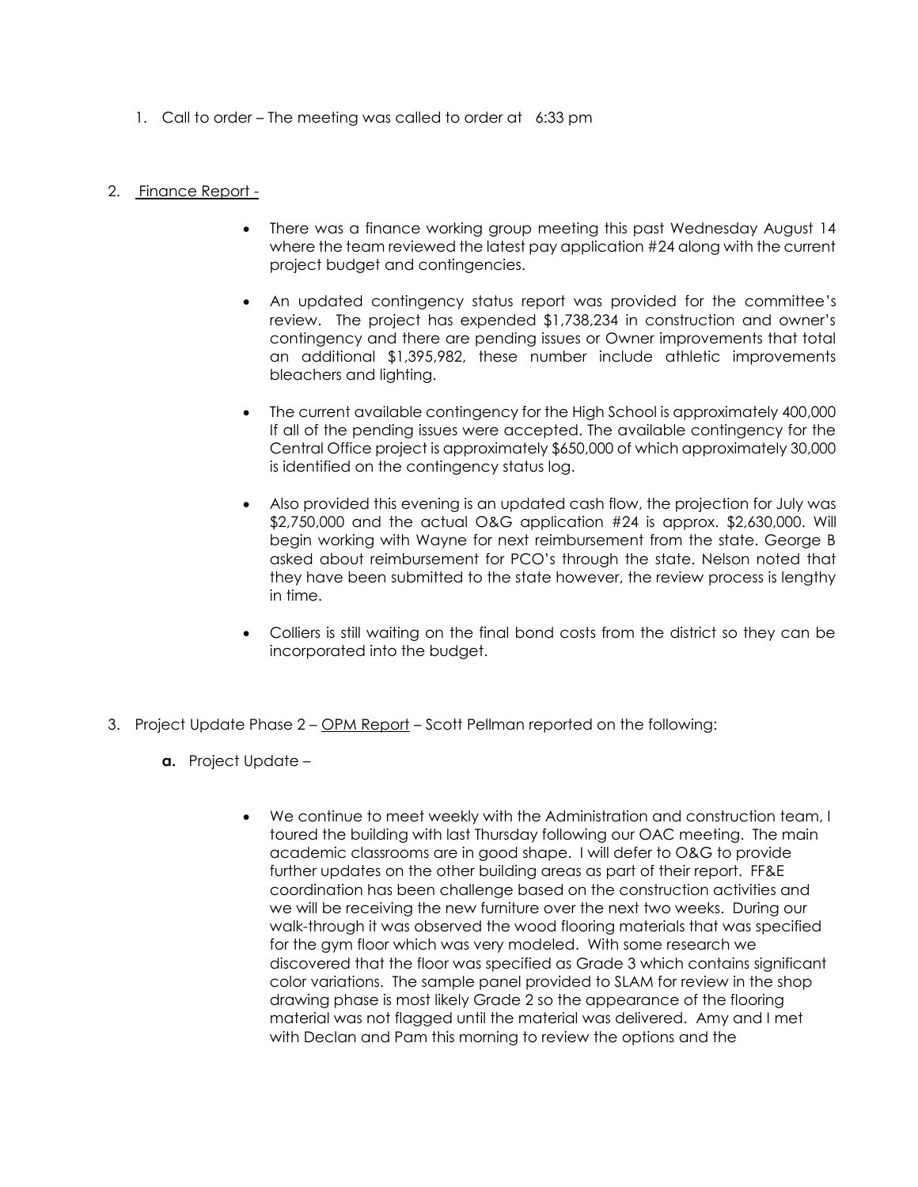1. Call to order – The meeting was called to order at 6:33 pm

2. Finance Report -

   - There was a finance working group meeting this past Wednesday August 14 where the team reviewed the latest pay application #24 along with the current project budget and contingencies.

   - An updated contingency status report was provided for the committee's review. The project has expended $1,738,234 in construction and owner's contingency and there are pending issues or Owner improvements that total an additional $1,395,982, these number include athletic improvements bleachers and lighting.

   - The current available contingency for the High School is approximately 400,000 If all of the pending issues were accepted. The available contingency for the Central Office project is approximately $650,000 of which approximately 30,000 is identified on the contingency status log.

   - Also provided this evening is an updated cash flow, the projection for July was $2,750,000 and the actual O&G application #24 is approx. $2,630,000. Will begin working with Wayne for next reimbursement from the state. George B asked about reimbursement for PCO's through the state. Nelson noted that they have been submitted to the state however, the review process is lengthy in time.

   - Colliers is still waiting on the final bond costs from the district so they can be incorporated into the budget.

3. Project Update Phase 2 – OPM Report – Scott Pellman reported on the following:

   **a.** Project Update –

   - We continue to meet weekly with the Administration and construction team, I toured the building with last Thursday following our OAC meeting. The main academic classrooms are in good shape. I will defer to O&G to provide further updates on the other building areas as part of their report. FF&E coordination has been challenge based on the construction activities and we will be receiving the new furniture over the next two weeks. During our walk-through it was observed the wood flooring materials that was specified for the gym floor which was very modeled. With some research we discovered that the floor was specified as Grade 3 which contains significant color variations. The sample panel provided to SLAM for review in the shop drawing phase is most likely Grade 2 so the appearance of the flooring material was not flagged until the material was delivered. Amy and I met with Declan and Pam this morning to review the options and the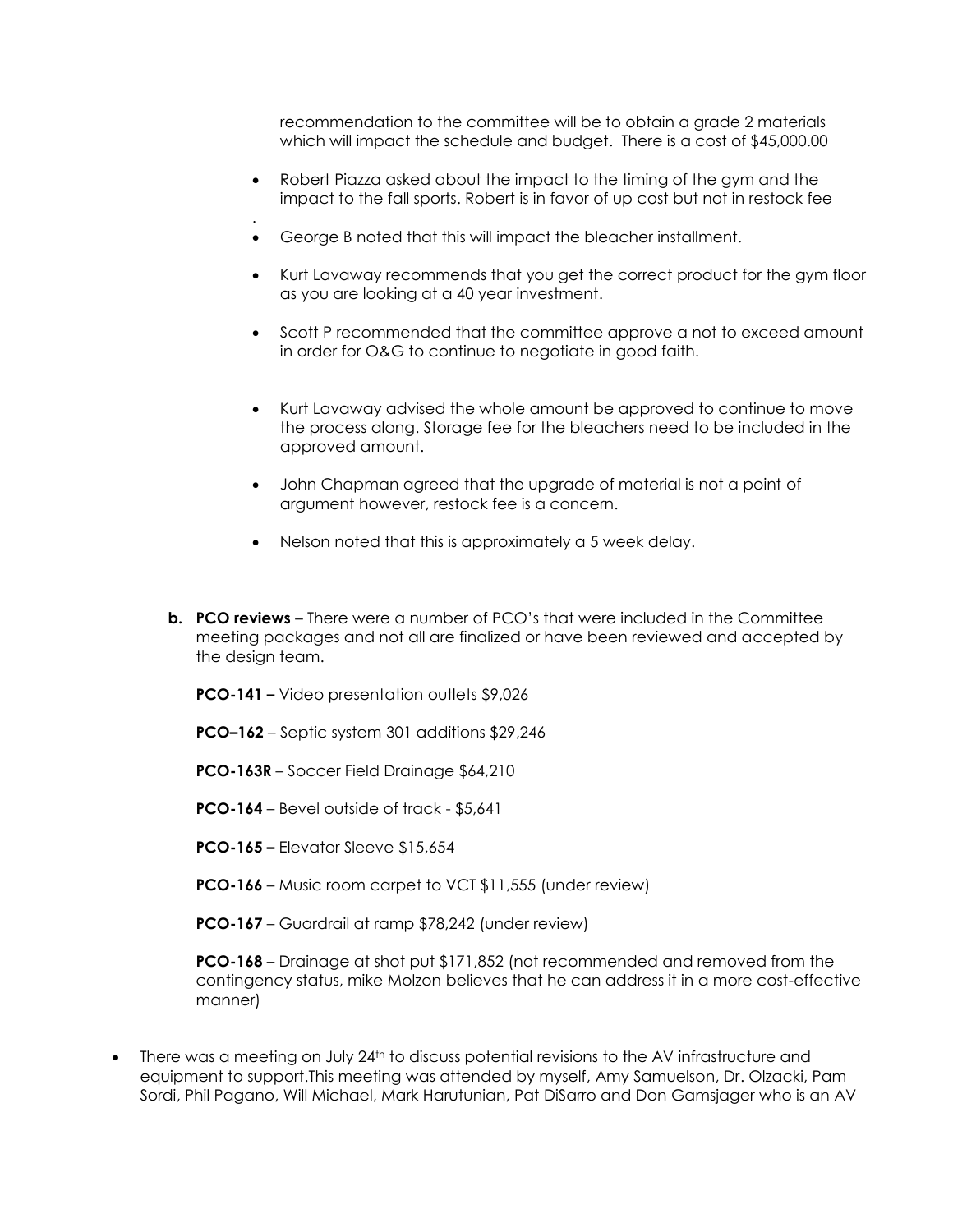recommendation to the committee will be to obtain a grade 2 materials which will impact the schedule and budget. There is a cost of $45,000.00

- Robert Piazza asked about the impact to the timing of the gym and the impact to the fall sports. Robert is in favor of up cost but not in restock fee
- George B noted that this will impact the bleacher installment.
- Kurt Lavaway recommends that you get the correct product for the gym floor as you are looking at a 40 year investment.
- Scott P recommended that the committee approve a not to exceed amount in order for O&G to continue to negotiate in good faith.
- Kurt Lavaway advised the whole amount be approved to continue to move the process along. Storage fee for the bleachers need to be included in the approved amount.
- John Chapman agreed that the upgrade of material is not a point of argument however, restock fee is a concern.
- Nelson noted that this is approximately a 5 week delay.

**b. PCO reviews** – There were a number of PCO's that were included in the Committee meeting packages and not all are finalized or have been reviewed and accepted by the design team.

**PCO-141 –** Video presentation outlets $9,026

**PCO–162** – Septic system 301 additions $29,246

**PCO-163R** – Soccer Field Drainage $64,210

**PCO-164** – Bevel outside of track - $5,641

**PCO-165 –** Elevator Sleeve $15,654

**PCO-166** – Music room carpet to VCT $11,555 (under review)

**PCO-167** – Guardrail at ramp $78,242 (under review)

**PCO-168** – Drainage at shot put $171,852 (not recommended and removed from the contingency status, mike Molzon believes that he can address it in a more cost-effective manner)

- There was a meeting on July 24th to discuss potential revisions to the AV infrastructure and equipment to support.This meeting was attended by myself, Amy Samuelson, Dr. Olzacki, Pam Sordi, Phil Pagano, Will Michael, Mark Harutunian, Pat DiSarro and Don Gamsjager who is an AV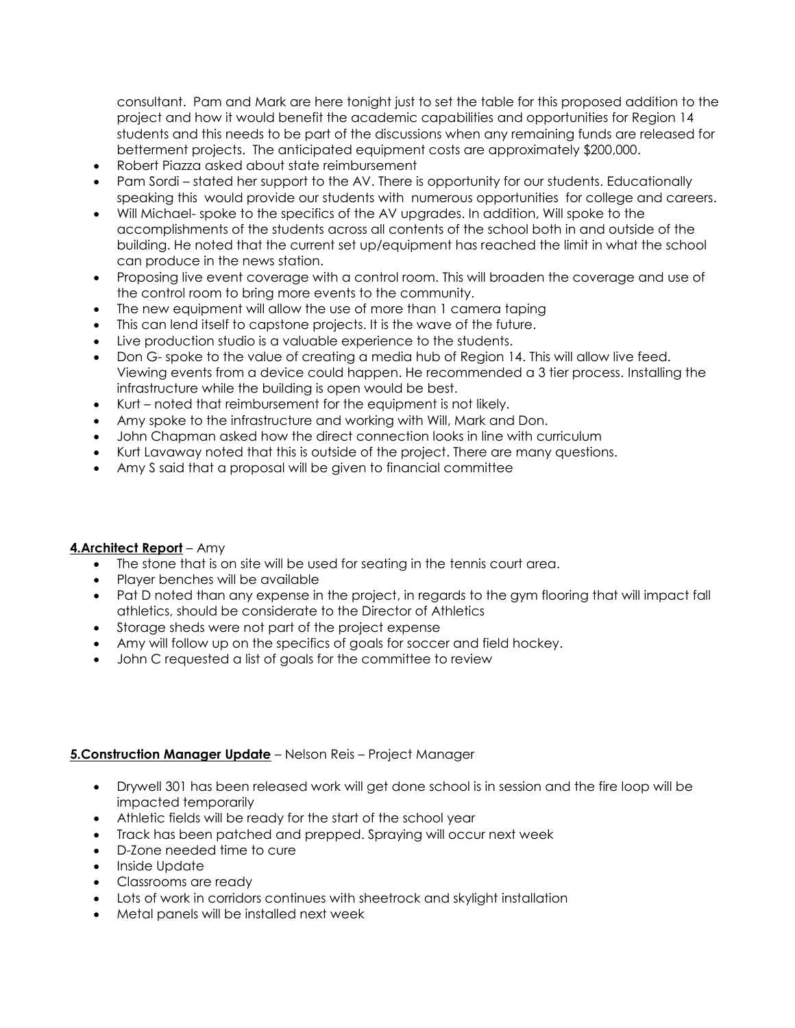consultant. Pam and Mark are here tonight just to set the table for this proposed addition to the project and how it would benefit the academic capabilities and opportunities for Region 14 students and this needs to be part of the discussions when any remaining funds are released for betterment projects. The anticipated equipment costs are approximately $200,000.

- Robert Piazza asked about state reimbursement
- Pam Sordi – stated her support to the AV. There is opportunity for our students. Educationally speaking this would provide our students with numerous opportunities for college and careers.
- Will Michael- spoke to the specifics of the AV upgrades. In addition, Will spoke to the accomplishments of the students across all contents of the school both in and outside of the building. He noted that the current set up/equipment has reached the limit in what the school can produce in the news station.
- Proposing live event coverage with a control room. This will broaden the coverage and use of the control room to bring more events to the community.
- The new equipment will allow the use of more than 1 camera taping
- This can lend itself to capstone projects. It is the wave of the future.
- Live production studio is a valuable experience to the students.
- Don G- spoke to the value of creating a media hub of Region 14. This will allow live feed. Viewing events from a device could happen. He recommended a 3 tier process. Installing the infrastructure while the building is open would be best.
- Kurt – noted that reimbursement for the equipment is not likely.
- Amy spoke to the infrastructure and working with Will, Mark and Don.
- John Chapman asked how the direct connection looks in line with curriculum
- Kurt Lavaway noted that this is outside of the project. There are many questions.
- Amy S said that a proposal will be given to financial committee

**4.Architect Report** – Amy

- The stone that is on site will be used for seating in the tennis court area.
- Player benches will be available
- Pat D noted than any expense in the project, in regards to the gym flooring that will impact fall athletics, should be considerate to the Director of Athletics
- Storage sheds were not part of the project expense
- Amy will follow up on the specifics of goals for soccer and field hockey.
- John C requested a list of goals for the committee to review

**5.Construction Manager Update** – Nelson Reis – Project Manager

- Drywell 301 has been released work will get done school is in session and the fire loop will be impacted temporarily
- Athletic fields will be ready for the start of the school year
- Track has been patched and prepped. Spraying will occur next week
- D-Zone needed time to cure
- Inside Update
- Classrooms are ready
- Lots of work in corridors continues with sheetrock and skylight installation
- Metal panels will be installed next week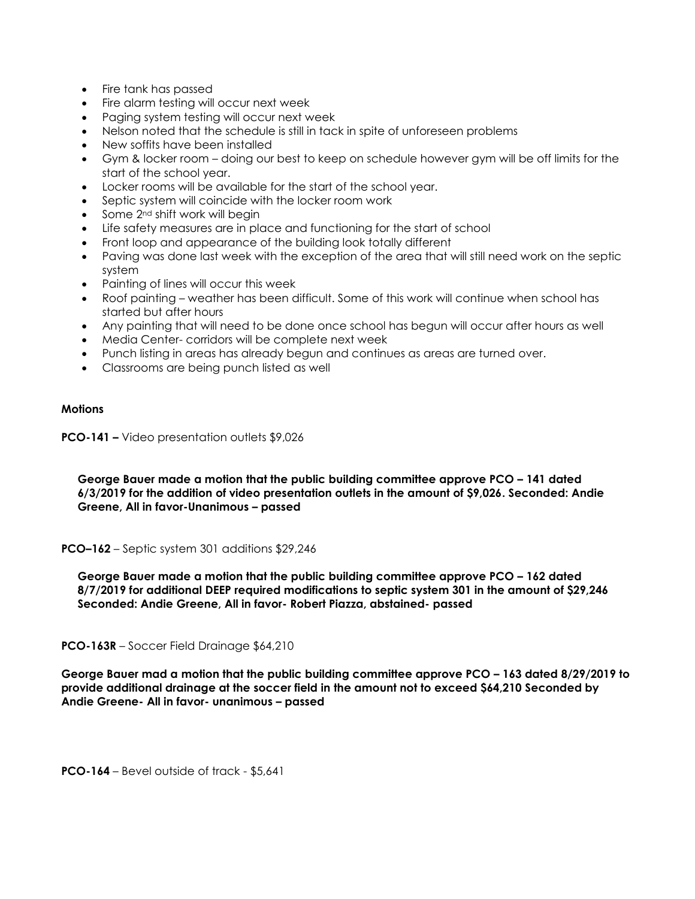- Fire tank has passed
- Fire alarm testing will occur next week
- Paging system testing will occur next week
- Nelson noted that the schedule is still in tack in spite of unforeseen problems
- New soffits have been installed
- Gym & locker room – doing our best to keep on schedule however gym will be off limits for the start of the school year.
- Locker rooms will be available for the start of the school year.
- Septic system will coincide with the locker room work
- Some 2nd shift work will begin
- Life safety measures are in place and functioning for the start of school
- Front loop and appearance of the building look totally different
- Paving was done last week with the exception of the area that will still need work on the septic system
- Painting of lines will occur this week
- Roof painting – weather has been difficult. Some of this work will continue when school has started but after hours
- Any painting that will need to be done once school has begun will occur after hours as well
- Media Center- corridors will be complete next week
- Punch listing in areas has already begun and continues as areas are turned over.
- Classrooms are being punch listed as well

**Motions**

**PCO-141 –** Video presentation outlets $9,026

**George Bauer made a motion that the public building committee approve PCO – 141 dated 6/3/2019 for the addition of video presentation outlets in the amount of $9,026. Seconded: Andie Greene, All in favor-Unanimous – passed**

**PCO–162** – Septic system 301 additions $29,246

**George Bauer made a motion that the public building committee approve PCO – 162 dated 8/7/2019 for additional DEEP required modifications to septic system 301 in the amount of $29,246 Seconded: Andie Greene, All in favor- Robert Piazza, abstained- passed**

**PCO-163R** – Soccer Field Drainage $64,210

**George Bauer mad a motion that the public building committee approve PCO – 163 dated 8/29/2019 to provide additional drainage at the soccer field in the amount not to exceed $64,210 Seconded by Andie Greene- All in favor- unanimous – passed**

**PCO-164** – Bevel outside of track - $5,641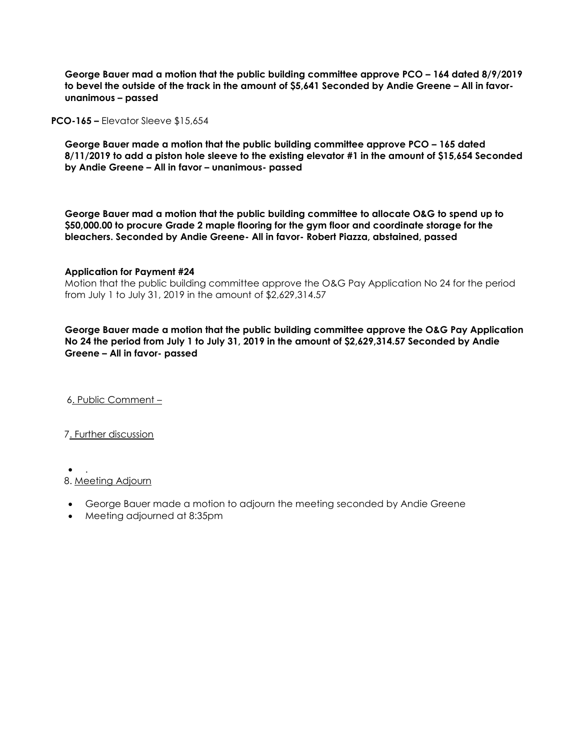**George Bauer mad a motion that the public building committee approve PCO – 164 dated 8/9/2019 to bevel the outside of the track in the amount of $5,641 Seconded by Andie Greene – All in favor- unanimous – passed**

**PCO-165 –** Elevator Sleeve $15,654

**George Bauer made a motion that the public building committee approve PCO – 165 dated 8/11/2019 to add a piston hole sleeve to the existing elevator #1 in the amount of $15,654 Seconded by Andie Greene – All in favor – unanimous- passed**

**George Bauer mad a motion that the public building committee to allocate O&G to spend up to $50,000.00 to procure Grade 2 maple flooring for the gym floor and coordinate storage for the bleachers. Seconded by Andie Greene- All in favor- Robert Piazza, abstained, passed**

**Application for Payment #24**

Motion that the public building committee approve the O&G Pay Application No 24 for the period from July 1 to July 31, 2019 in the amount of $2,629,314.57

**George Bauer made a motion that the public building committee approve the O&G Pay Application No 24 the period from July 1 to July 31, 2019 in the amount of $2,629,314.57 Seconded by Andie Greene – All in favor- passed**

6. Public Comment –

7. Further discussion

- .

8. Meeting Adjourn

- George Bauer made a motion to adjourn the meeting seconded by Andie Greene
- Meeting adjourned at 8:35pm